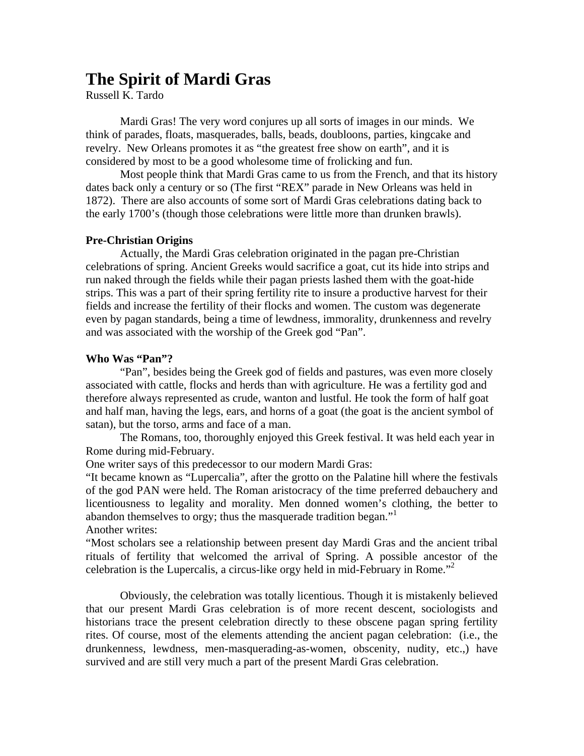# The Spirit of Mardi Gras

Russell K. Tardo

Mardi Gras! The very word conjures up all sorts of images in our minds. We think of parades, floats, masquerades, balls, beads, doubloons, parties, kingcake and revelry. New Orleans promotes it as "the greatest free show on earth", and it is considered by most to be a good wholesome time of frolicking and fun.

Most people think that Mardi Gras came to us from the French, and that its history dates back only a century or so (The first "REX" parade in New Orleans was held in 1872). There are also accounts of some sort of Mardi Gras celebrations dating back to the early 1700's (though those celebrations were little more than drunken brawls).

**Pre-Christian Origins**

Actually, the Mardi Gras celebration originated in the pagan pre-Christian celebrations of spring. Ancient Greeks would sacrifice a goat, cut its hide into strips and run naked through the fields while their pagan priests lashed them with the goat-hide strips. This was a part of their spring fertility rite to insure a productive harvest for their fields and increase the fertility of their flocks and women. The custom was degenerate even by pagan standards, being a time of lewdness, immorality, drunkenness and revelry and was associated with the worship of the Greek god "Pan".

**Who Was "Pan"?**

"Pan", besides being the Greek god of fields and pastures, was even more closely associated with cattle, flocks and herds than with agriculture. He was a fertility god and therefore always represented as crude, wanton and lustful. He took the form of half goat and half man, having the legs, ears, and horns of a goat (the goat is the ancient symbol of satan), but the torso, arms and face of a man.

The Romans, too, thoroughly enjoyed this Greek festival. It was held each year in Rome during mid-February.

One writer says of this predecessor to our modern Mardi Gras:

"It became known as "Lupercalia", after the grotto on the Palatine hill where the festivals of the god PAN were held. The Roman aristocracy of the time preferred debauchery and licentiousness to legality and morality. Men donned women's clothing, the better to abandon themselves to orgy; thus the masquerade tradition began."[1]

Another writes:

"Most scholars see a relationship between present day Mardi Gras and the ancient tribal rituals of fertility that welcomed the arrival of Spring. A possible ancestor of the celebration is the Lupercalis, a circus-like orgy held in mid-February in Rome."[2]

Obviously, the celebration was totally licentious. Though it is mistakenly believed that our present Mardi Gras celebration is of more recent descent, sociologists and historians trace the present celebration directly to these obscene pagan spring fertility rites. Of course, most of the elements attending the ancient pagan celebration: (i.e., the drunkenness, lewdness, men-masquerading-as-women, obscenity, nudity, etc.,) have survived and are still very much a part of the present Mardi Gras celebration.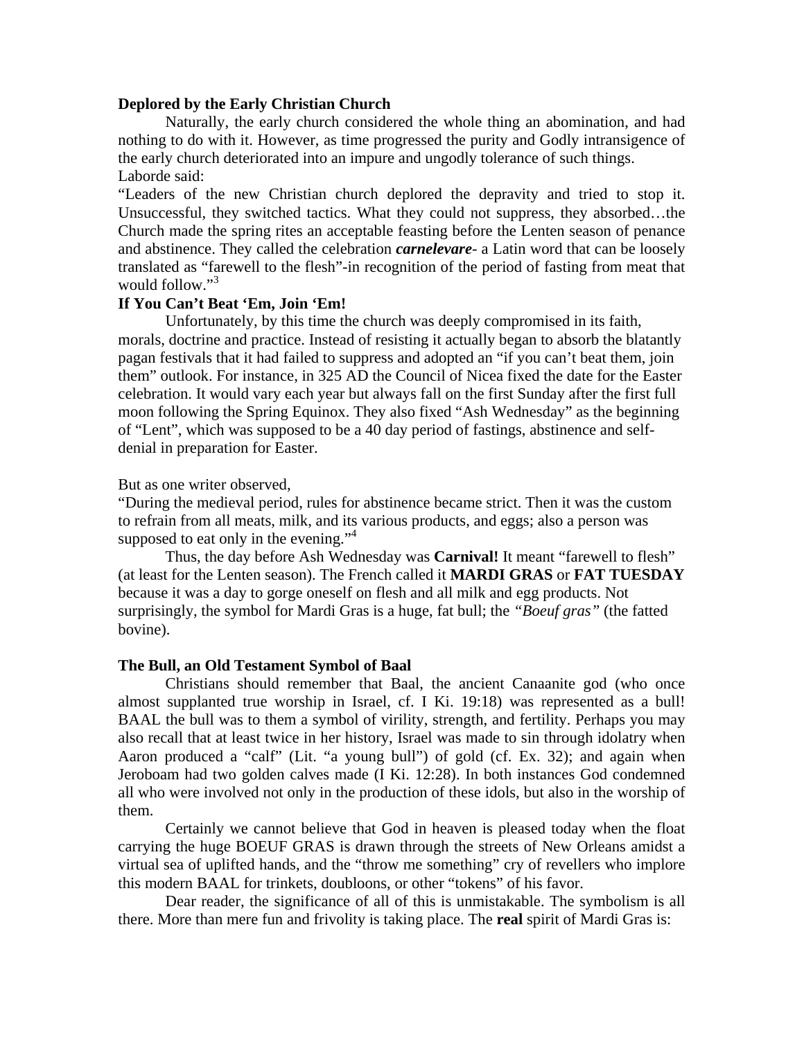**Deplored by the Early Christian Church**

Naturally, the early church considered the whole thing an abomination, and had nothing to do with it. However, as time progressed the purity and Godly intransigence of the early church deteriorated into an impure and ungodly tolerance of such things.
Laborde said:

"Leaders of the new Christian church deplored the depravity and tried to stop it. Unsuccessful, they switched tactics. What they could not suppress, they absorbed…the Church made the spring rites an acceptable feasting before the Lenten season of penance and abstinence. They called the celebration ***carnelevare***- a Latin word that can be loosely translated as "farewell to the flesh"-in recognition of the period of fasting from meat that would follow."[3]

**If You Can't Beat 'Em, Join 'Em!**

Unfortunately, by this time the church was deeply compromised in its faith, morals, doctrine and practice. Instead of resisting it actually began to absorb the blatantly pagan festivals that it had failed to suppress and adopted an "if you can't beat them, join them" outlook. For instance, in 325 AD the Council of Nicea fixed the date for the Easter celebration. It would vary each year but always fall on the first Sunday after the first full moon following the Spring Equinox. They also fixed "Ash Wednesday" as the beginning of "Lent", which was supposed to be a 40 day period of fastings, abstinence and self-denial in preparation for Easter.

But as one writer observed,

"During the medieval period, rules for abstinence became strict. Then it was the custom to refrain from all meats, milk, and its various products, and eggs; also a person was supposed to eat only in the evening."[4]

Thus, the day before Ash Wednesday was **Carnival!** It meant "farewell to flesh" (at least for the Lenten season). The French called it **MARDI GRAS** or **FAT TUESDAY** because it was a day to gorge oneself on flesh and all milk and egg products. Not surprisingly, the symbol for Mardi Gras is a huge, fat bull; the *"Boeuf gras"* (the fatted bovine).

**The Bull, an Old Testament Symbol of Baal**

Christians should remember that Baal, the ancient Canaanite god (who once almost supplanted true worship in Israel, cf. I Ki. 19:18) was represented as a bull! BAAL the bull was to them a symbol of virility, strength, and fertility. Perhaps you may also recall that at least twice in her history, Israel was made to sin through idolatry when Aaron produced a "calf" (Lit. "a young bull") of gold (cf. Ex. 32); and again when Jeroboam had two golden calves made (I Ki. 12:28). In both instances God condemned all who were involved not only in the production of these idols, but also in the worship of them.

Certainly we cannot believe that God in heaven is pleased today when the float carrying the huge BOEUF GRAS is drawn through the streets of New Orleans amidst a virtual sea of uplifted hands, and the "throw me something" cry of revellers who implore this modern BAAL for trinkets, doubloons, or other "tokens" of his favor.

Dear reader, the significance of all of this is unmistakable. The symbolism is all there. More than mere fun and frivolity is taking place. The **real** spirit of Mardi Gras is: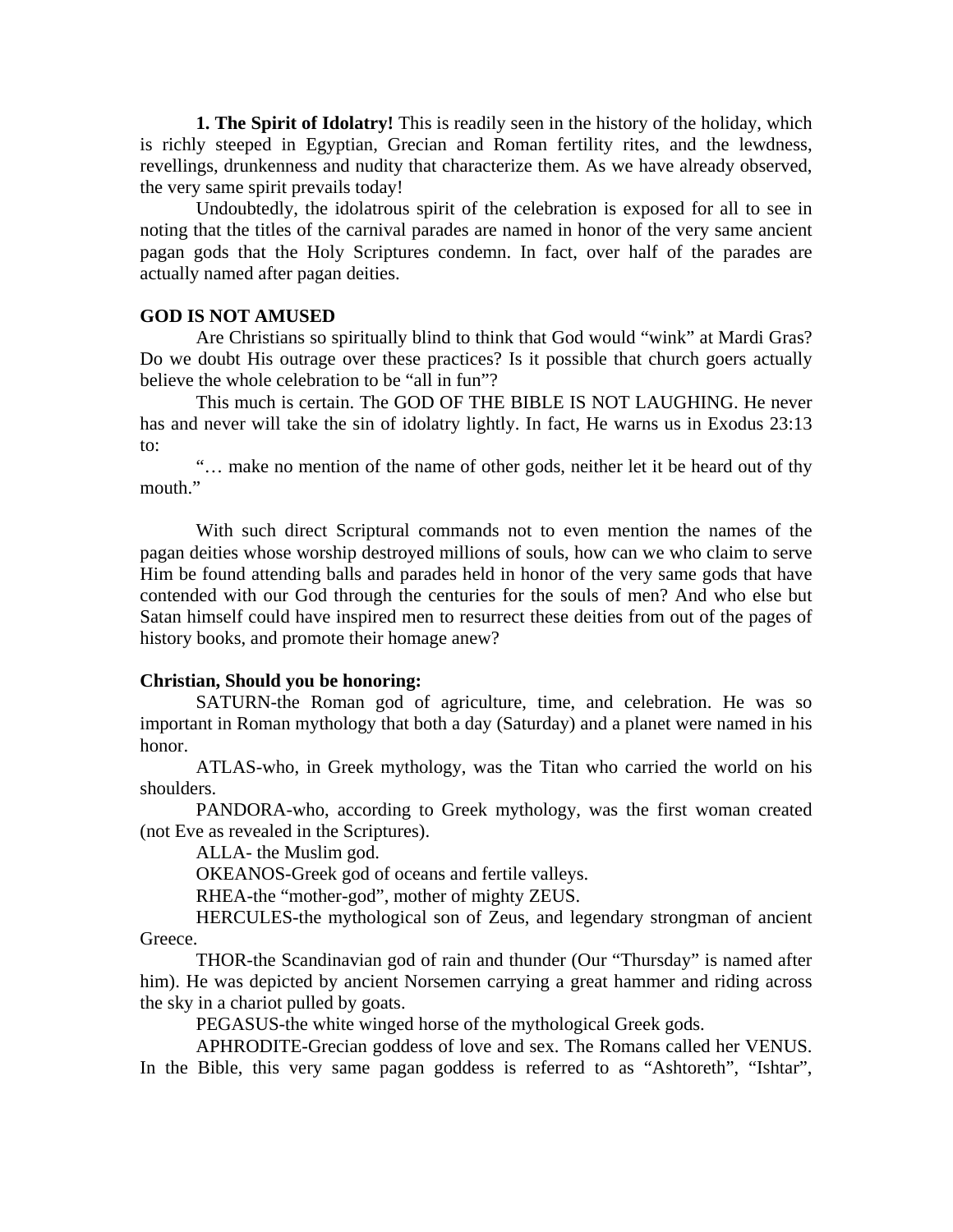**1. The Spirit of Idolatry!** This is readily seen in the history of the holiday, which is richly steeped in Egyptian, Grecian and Roman fertility rites, and the lewdness, revellings, drunkenness and nudity that characterize them. As we have already observed, the very same spirit prevails today!

Undoubtedly, the idolatrous spirit of the celebration is exposed for all to see in noting that the titles of the carnival parades are named in honor of the very same ancient pagan gods that the Holy Scriptures condemn. In fact, over half of the parades are actually named after pagan deities.

**GOD IS NOT AMUSED**

Are Christians so spiritually blind to think that God would "wink" at Mardi Gras? Do we doubt His outrage over these practices? Is it possible that church goers actually believe the whole celebration to be "all in fun"?

This much is certain. The GOD OF THE BIBLE IS NOT LAUGHING. He never has and never will take the sin of idolatry lightly. In fact, He warns us in Exodus 23:13 to:

"… make no mention of the name of other gods, neither let it be heard out of thy mouth."

With such direct Scriptural commands not to even mention the names of the pagan deities whose worship destroyed millions of souls, how can we who claim to serve Him be found attending balls and parades held in honor of the very same gods that have contended with our God through the centuries for the souls of men? And who else but Satan himself could have inspired men to resurrect these deities from out of the pages of history books, and promote their homage anew?

**Christian, Should you be honoring:**

SATURN-the Roman god of agriculture, time, and celebration. He was so important in Roman mythology that both a day (Saturday) and a planet were named in his honor.

ATLAS-who, in Greek mythology, was the Titan who carried the world on his shoulders.

PANDORA-who, according to Greek mythology, was the first woman created (not Eve as revealed in the Scriptures).

ALLA- the Muslim god.

OKEANOS-Greek god of oceans and fertile valleys.

RHEA-the "mother-god", mother of mighty ZEUS.

HERCULES-the mythological son of Zeus, and legendary strongman of ancient Greece.

THOR-the Scandinavian god of rain and thunder (Our "Thursday" is named after him). He was depicted by ancient Norsemen carrying a great hammer and riding across the sky in a chariot pulled by goats.

PEGASUS-the white winged horse of the mythological Greek gods.

APHRODITE-Grecian goddess of love and sex. The Romans called her VENUS. In the Bible, this very same pagan goddess is referred to as "Ashtoreth", "Ishtar",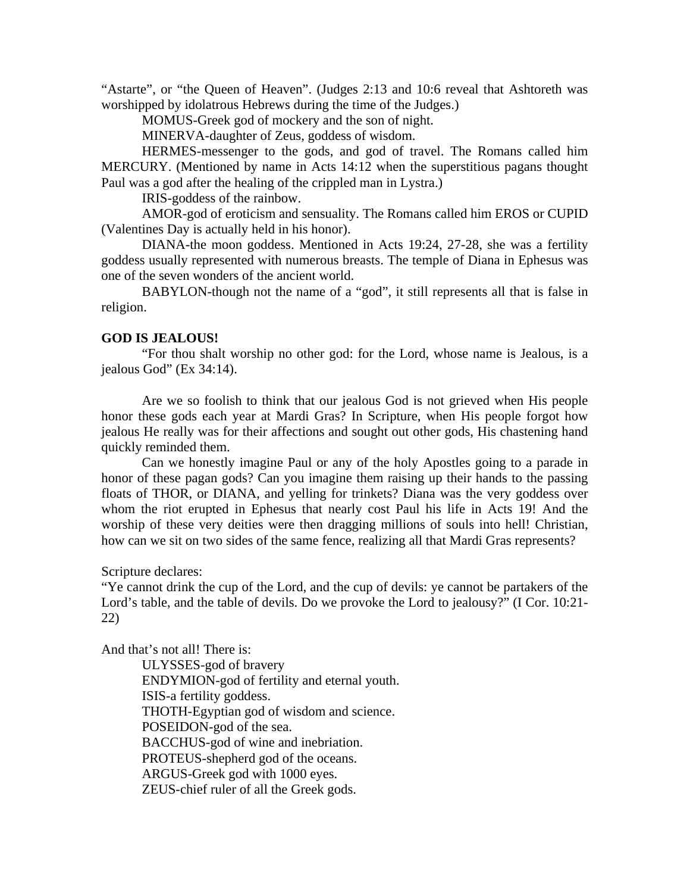"Astarte", or "the Queen of Heaven". (Judges 2:13 and 10:6 reveal that Ashtoreth was worshipped by idolatrous Hebrews during the time of the Judges.)

MOMUS-Greek god of mockery and the son of night.

MINERVA-daughter of Zeus, goddess of wisdom.

HERMES-messenger to the gods, and god of travel. The Romans called him MERCURY. (Mentioned by name in Acts 14:12 when the superstitious pagans thought Paul was a god after the healing of the crippled man in Lystra.)

IRIS-goddess of the rainbow.

AMOR-god of eroticism and sensuality. The Romans called him EROS or CUPID (Valentines Day is actually held in his honor).

DIANA-the moon goddess. Mentioned in Acts 19:24, 27-28, she was a fertility goddess usually represented with numerous breasts. The temple of Diana in Ephesus was one of the seven wonders of the ancient world.

BABYLON-though not the name of a "god", it still represents all that is false in religion.

**GOD IS JEALOUS!**

"For thou shalt worship no other god: for the Lord, whose name is Jealous, is a jealous God" (Ex 34:14).

Are we so foolish to think that our jealous God is not grieved when His people honor these gods each year at Mardi Gras? In Scripture, when His people forgot how jealous He really was for their affections and sought out other gods, His chastening hand quickly reminded them.

Can we honestly imagine Paul or any of the holy Apostles going to a parade in honor of these pagan gods? Can you imagine them raising up their hands to the passing floats of THOR, or DIANA, and yelling for trinkets? Diana was the very goddess over whom the riot erupted in Ephesus that nearly cost Paul his life in Acts 19! And the worship of these very deities were then dragging millions of souls into hell! Christian, how can we sit on two sides of the same fence, realizing all that Mardi Gras represents?

Scripture declares:
"Ye cannot drink the cup of the Lord, and the cup of devils: ye cannot be partakers of the Lord's table, and the table of devils. Do we provoke the Lord to jealousy?" (I Cor. 10:21-22)

And that's not all! There is:

ULYSSES-god of bravery
ENDYMION-god of fertility and eternal youth.
ISIS-a fertility goddess.
THOTH-Egyptian god of wisdom and science.
POSEIDON-god of the sea.
BACCHUS-god of wine and inebriation.
PROTEUS-shepherd god of the oceans.
ARGUS-Greek god with 1000 eyes.
ZEUS-chief ruler of all the Greek gods.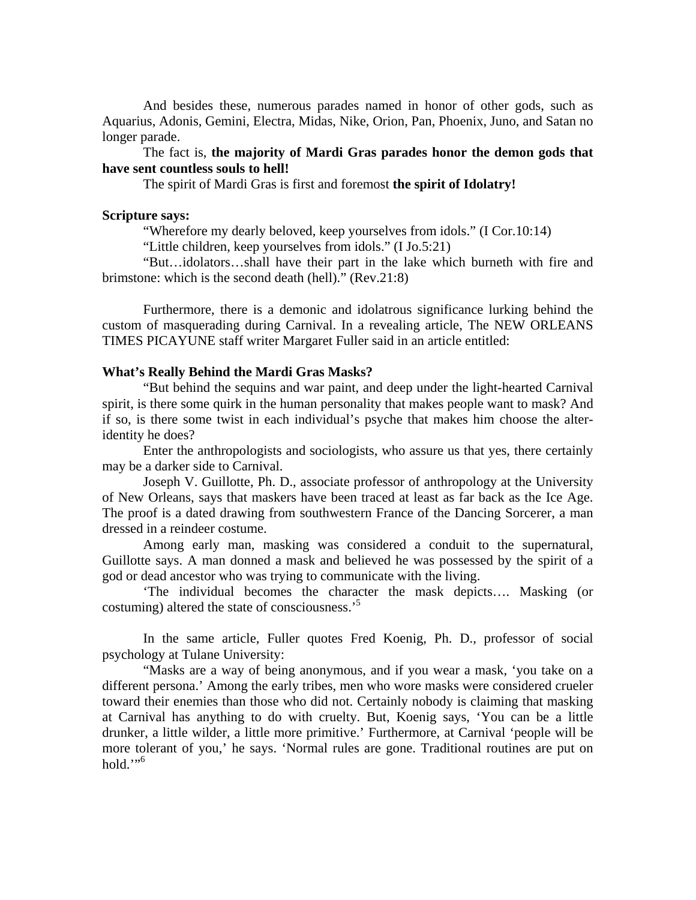And besides these, numerous parades named in honor of other gods, such as Aquarius, Adonis, Gemini, Electra, Midas, Nike, Orion, Pan, Phoenix, Juno, and Satan no longer parade.

The fact is, **the majority of Mardi Gras parades honor the demon gods that have sent countless souls to hell!**

The spirit of Mardi Gras is first and foremost **the spirit of Idolatry!**

**Scripture says:**

"Wherefore my dearly beloved, keep yourselves from idols." (I Cor.10:14)

"Little children, keep yourselves from idols." (I Jo.5:21)

"But…idolators…shall have their part in the lake which burneth with fire and brimstone: which is the second death (hell)." (Rev.21:8)

Furthermore, there is a demonic and idolatrous significance lurking behind the custom of masquerading during Carnival. In a revealing article, The NEW ORLEANS TIMES PICAYUNE staff writer Margaret Fuller said in an article entitled:

**What's Really Behind the Mardi Gras Masks?**

"But behind the sequins and war paint, and deep under the light-hearted Carnival spirit, is there some quirk in the human personality that makes people want to mask? And if so, is there some twist in each individual's psyche that makes him choose the alter-identity he does?

Enter the anthropologists and sociologists, who assure us that yes, there certainly may be a darker side to Carnival.

Joseph V. Guillotte, Ph. D., associate professor of anthropology at the University of New Orleans, says that maskers have been traced at least as far back as the Ice Age. The proof is a dated drawing from southwestern France of the Dancing Sorcerer, a man dressed in a reindeer costume.

Among early man, masking was considered a conduit to the supernatural, Guillotte says. A man donned a mask and believed he was possessed by the spirit of a god or dead ancestor who was trying to communicate with the living.

'The individual becomes the character the mask depicts…. Masking (or costuming) altered the state of consciousness.'[5]

In the same article, Fuller quotes Fred Koenig, Ph. D., professor of social psychology at Tulane University:

"Masks are a way of being anonymous, and if you wear a mask, 'you take on a different persona.' Among the early tribes, men who wore masks were considered crueler toward their enemies than those who did not. Certainly nobody is claiming that masking at Carnival has anything to do with cruelty. But, Koenig says, 'You can be a little drunker, a little wilder, a little more primitive.' Furthermore, at Carnival 'people will be more tolerant of you,' he says. 'Normal rules are gone. Traditional routines are put on hold.'"[6]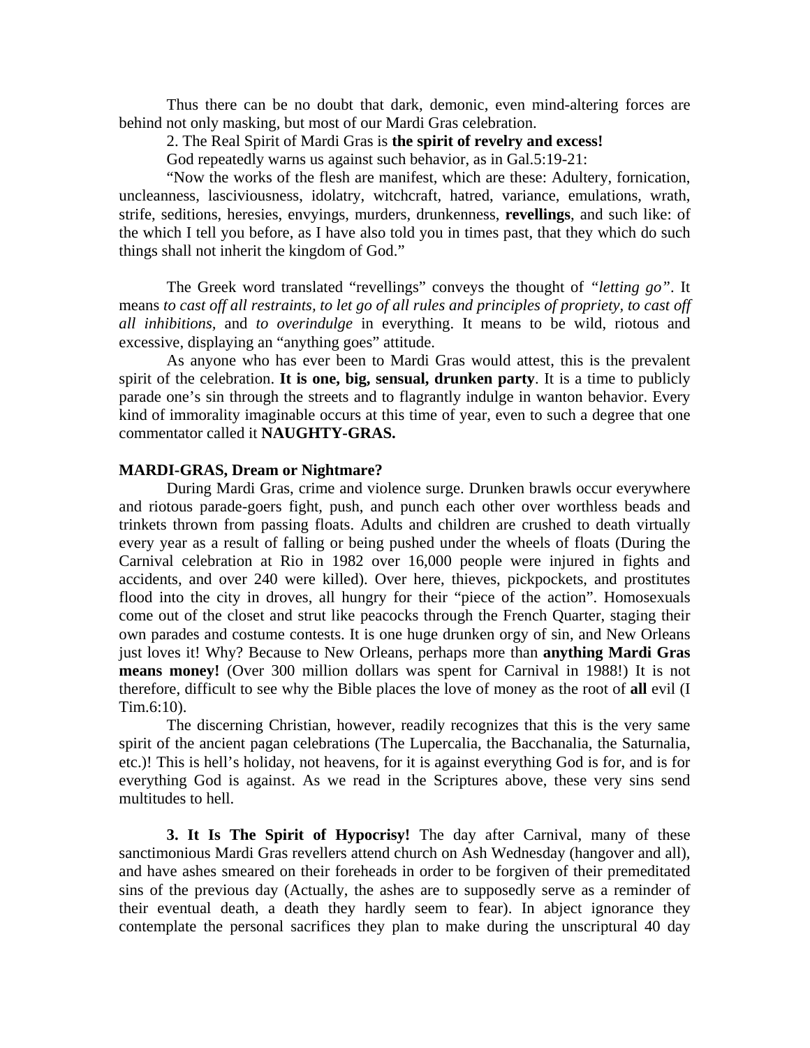Thus there can be no doubt that dark, demonic, even mind-altering forces are behind not only masking, but most of our Mardi Gras celebration.

2. The Real Spirit of Mardi Gras is **the spirit of revelry and excess!**

God repeatedly warns us against such behavior, as in Gal.5:19-21:

"Now the works of the flesh are manifest, which are these: Adultery, fornication, uncleanness, lasciviousness, idolatry, witchcraft, hatred, variance, emulations, wrath, strife, seditions, heresies, envyings, murders, drunkenness, **revellings**, and such like: of the which I tell you before, as I have also told you in times past, that they which do such things shall not inherit the kingdom of God."

The Greek word translated "revellings" conveys the thought of *"letting go"*. It means *to cast off all restraints, to let go of all rules and principles of propriety, to cast off all inhibitions*, and *to overindulge* in everything. It means to be wild, riotous and excessive, displaying an "anything goes" attitude.

As anyone who has ever been to Mardi Gras would attest, this is the prevalent spirit of the celebration. **It is one, big, sensual, drunken party**. It is a time to publicly parade one's sin through the streets and to flagrantly indulge in wanton behavior. Every kind of immorality imaginable occurs at this time of year, even to such a degree that one commentator called it **NAUGHTY-GRAS.**

**MARDI-GRAS, Dream or Nightmare?**

During Mardi Gras, crime and violence surge. Drunken brawls occur everywhere and riotous parade-goers fight, push, and punch each other over worthless beads and trinkets thrown from passing floats. Adults and children are crushed to death virtually every year as a result of falling or being pushed under the wheels of floats (During the Carnival celebration at Rio in 1982 over 16,000 people were injured in fights and accidents, and over 240 were killed). Over here, thieves, pickpockets, and prostitutes flood into the city in droves, all hungry for their "piece of the action". Homosexuals come out of the closet and strut like peacocks through the French Quarter, staging their own parades and costume contests. It is one huge drunken orgy of sin, and New Orleans just loves it! Why? Because to New Orleans, perhaps more than **anything Mardi Gras means money!** (Over 300 million dollars was spent for Carnival in 1988!) It is not therefore, difficult to see why the Bible places the love of money as the root of **all** evil (I Tim.6:10).

The discerning Christian, however, readily recognizes that this is the very same spirit of the ancient pagan celebrations (The Lupercalia, the Bacchanalia, the Saturnalia, etc.)! This is hell's holiday, not heavens, for it is against everything God is for, and is for everything God is against. As we read in the Scriptures above, these very sins send multitudes to hell.

**3. It Is The Spirit of Hypocrisy!** The day after Carnival, many of these sanctimonious Mardi Gras revellers attend church on Ash Wednesday (hangover and all), and have ashes smeared on their foreheads in order to be forgiven of their premeditated sins of the previous day (Actually, the ashes are to supposedly serve as a reminder of their eventual death, a death they hardly seem to fear). In abject ignorance they contemplate the personal sacrifices they plan to make during the unscriptural 40 day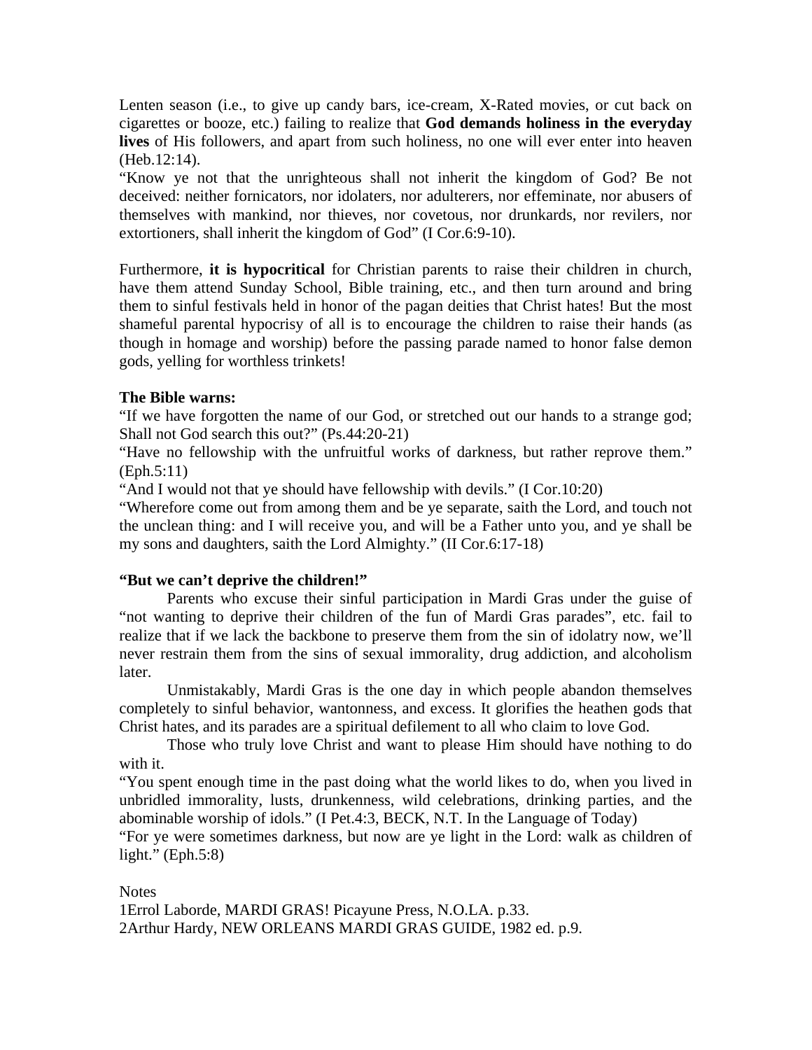Lenten season (i.e., to give up candy bars, ice-cream, X-Rated movies, or cut back on cigarettes or booze, etc.) failing to realize that **God demands holiness in the everyday lives** of His followers, and apart from such holiness, no one will ever enter into heaven (Heb.12:14).

"Know ye not that the unrighteous shall not inherit the kingdom of God? Be not deceived: neither fornicators, nor idolaters, nor adulterers, nor effeminate, nor abusers of themselves with mankind, nor thieves, nor covetous, nor drunkards, nor revilers, nor extortioners, shall inherit the kingdom of God" (I Cor.6:9-10).

Furthermore, **it is hypocritical** for Christian parents to raise their children in church, have them attend Sunday School, Bible training, etc., and then turn around and bring them to sinful festivals held in honor of the pagan deities that Christ hates! But the most shameful parental hypocrisy of all is to encourage the children to raise their hands (as though in homage and worship) before the passing parade named to honor false demon gods, yelling for worthless trinkets!

**The Bible warns:**

"If we have forgotten the name of our God, or stretched out our hands to a strange god; Shall not God search this out?" (Ps.44:20-21)

"Have no fellowship with the unfruitful works of darkness, but rather reprove them." (Eph.5:11)

"And I would not that ye should have fellowship with devils." (I Cor.10:20)

"Wherefore come out from among them and be ye separate, saith the Lord, and touch not the unclean thing: and I will receive you, and will be a Father unto you, and ye shall be my sons and daughters, saith the Lord Almighty." (II Cor.6:17-18)

**"But we can't deprive the children!"**

Parents who excuse their sinful participation in Mardi Gras under the guise of "not wanting to deprive their children of the fun of Mardi Gras parades", etc. fail to realize that if we lack the backbone to preserve them from the sin of idolatry now, we'll never restrain them from the sins of sexual immorality, drug addiction, and alcoholism later.

Unmistakably, Mardi Gras is the one day in which people abandon themselves completely to sinful behavior, wantonness, and excess. It glorifies the heathen gods that Christ hates, and its parades are a spiritual defilement to all who claim to love God.

Those who truly love Christ and want to please Him should have nothing to do with it.

"You spent enough time in the past doing what the world likes to do, when you lived in unbridled immorality, lusts, drunkenness, wild celebrations, drinking parties, and the abominable worship of idols." (I Pet.4:3, BECK, N.T. In the Language of Today)

"For ye were sometimes darkness, but now are ye light in the Lord: walk as children of light." (Eph.5:8)

Notes

1Errol Laborde, MARDI GRAS! Picayune Press, N.O.LA. p.33.

2Arthur Hardy, NEW ORLEANS MARDI GRAS GUIDE, 1982 ed. p.9.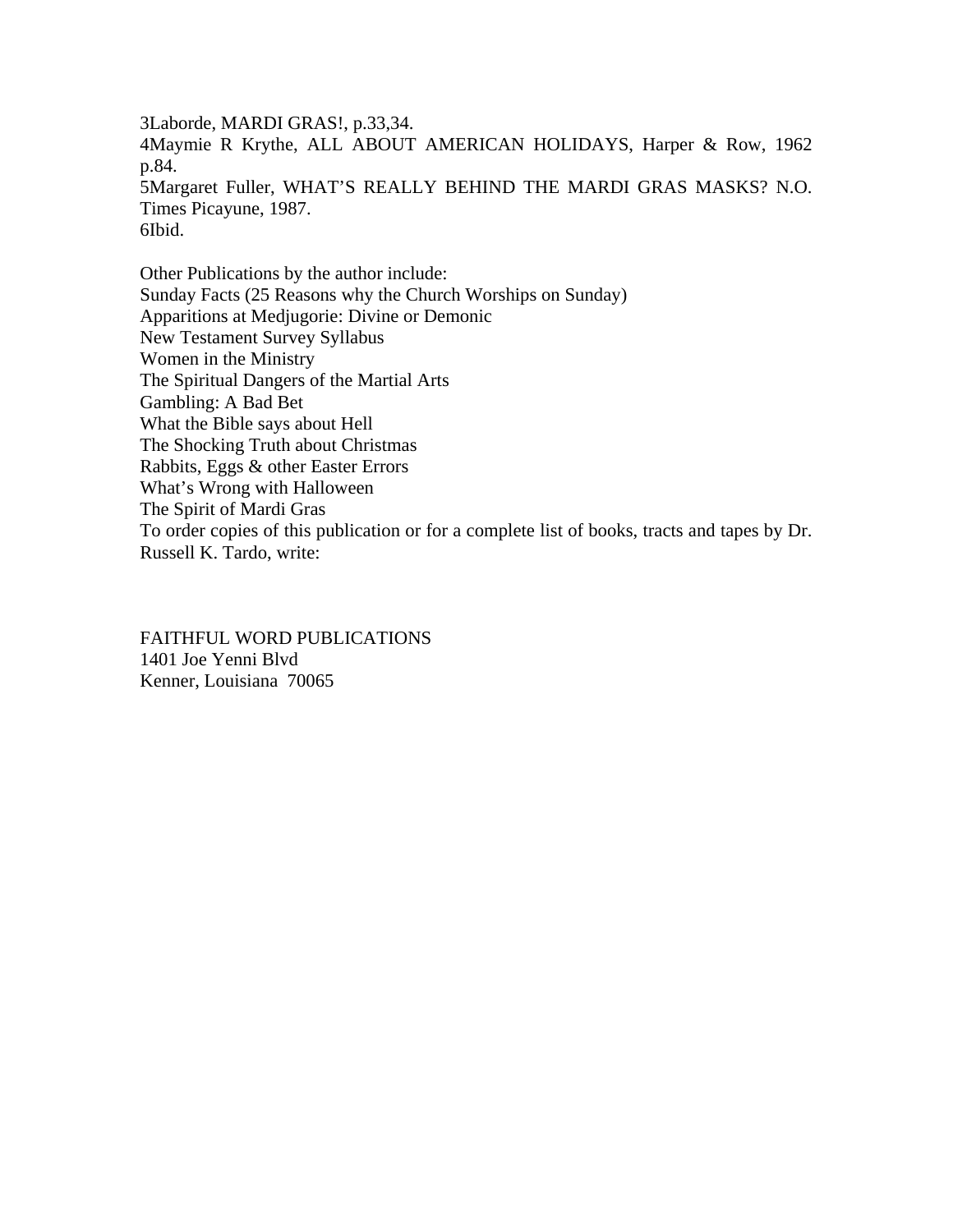3Laborde, MARDI GRAS!, p.33,34.
4Maymie R Krythe, ALL ABOUT AMERICAN HOLIDAYS, Harper & Row, 1962 p.84.
5Margaret Fuller, WHAT'S REALLY BEHIND THE MARDI GRAS MASKS? N.O. Times Picayune, 1987.
6Ibid.

Other Publications by the author include:
Sunday Facts (25 Reasons why the Church Worships on Sunday)
Apparitions at Medjugorie: Divine or Demonic
New Testament Survey Syllabus
Women in the Ministry
The Spiritual Dangers of the Martial Arts
Gambling: A Bad Bet
What the Bible says about Hell
The Shocking Truth about Christmas
Rabbits, Eggs & other Easter Errors
What's Wrong with Halloween
The Spirit of Mardi Gras
To order copies of this publication or for a complete list of books, tracts and tapes by Dr. Russell K. Tardo, write:

FAITHFUL WORD PUBLICATIONS
1401 Joe Yenni Blvd
Kenner, Louisiana 70065